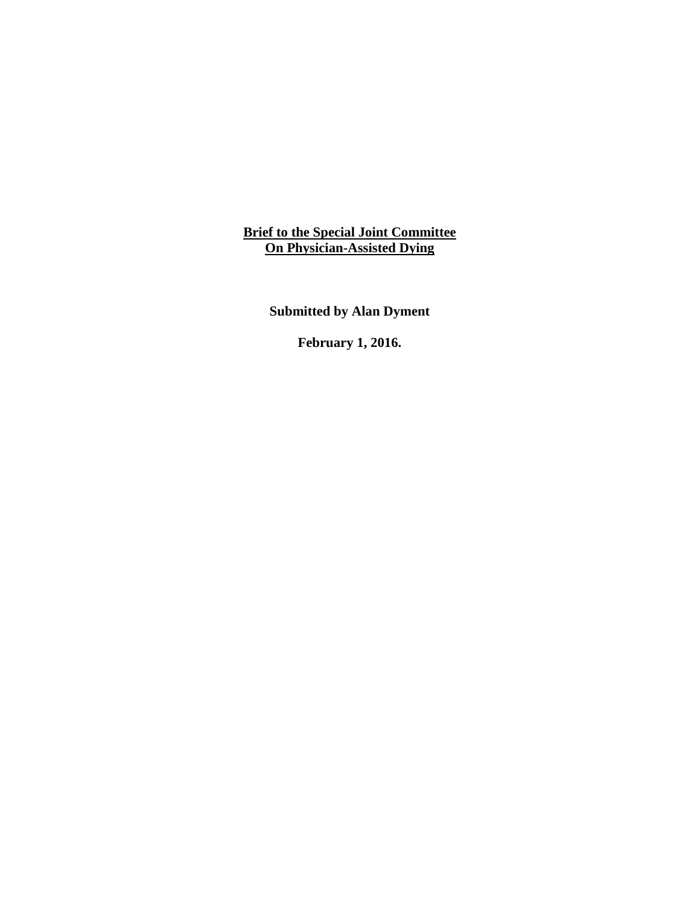# Brief to the Special Joint Committee On Physician-Assisted Dying

**Submitted by Alan Dyment**

**February 1, 2016.**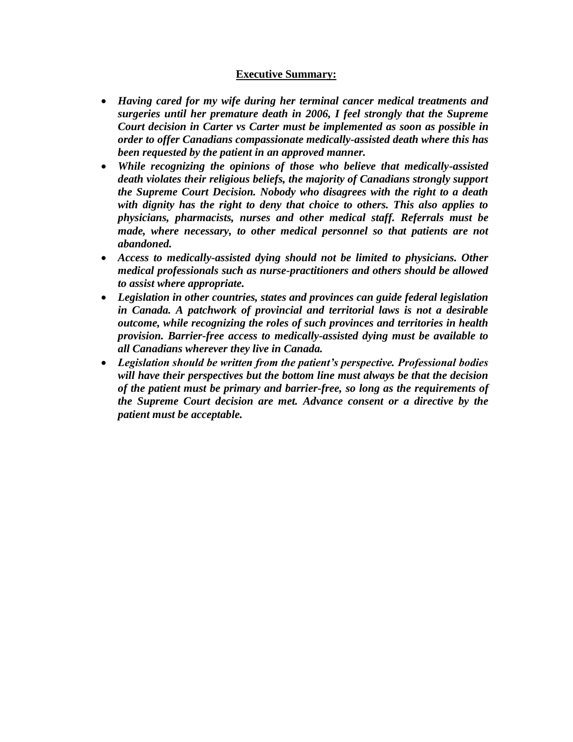## Executive Summary:

- ***Having cared for my wife during her terminal cancer medical treatments and surgeries until her premature death in 2006, I feel strongly that the Supreme Court decision in Carter vs Carter must be implemented as soon as possible in order to offer Canadians compassionate medically-assisted death where this has been requested by the patient in an approved manner.***
- ***While recognizing the opinions of those who believe that medically-assisted death violates their religious beliefs, the majority of Canadians strongly support the Supreme Court Decision. Nobody who disagrees with the right to a death with dignity has the right to deny that choice to others. This also applies to physicians, pharmacists, nurses and other medical staff. Referrals must be made, where necessary, to other medical personnel so that patients are not abandoned.***
- ***Access to medically-assisted dying should not be limited to physicians. Other medical professionals such as nurse-practitioners and others should be allowed to assist where appropriate.***
- ***Legislation in other countries, states and provinces can guide federal legislation in Canada. A patchwork of provincial and territorial laws is not a desirable outcome, while recognizing the roles of such provinces and territories in health provision. Barrier-free access to medically-assisted dying must be available to all Canadians wherever they live in Canada.***
- ***Legislation should be written from the patient's perspective. Professional bodies will have their perspectives but the bottom line must always be that the decision of the patient must be primary and barrier-free, so long as the requirements of the Supreme Court decision are met. Advance consent or a directive by the patient must be acceptable.***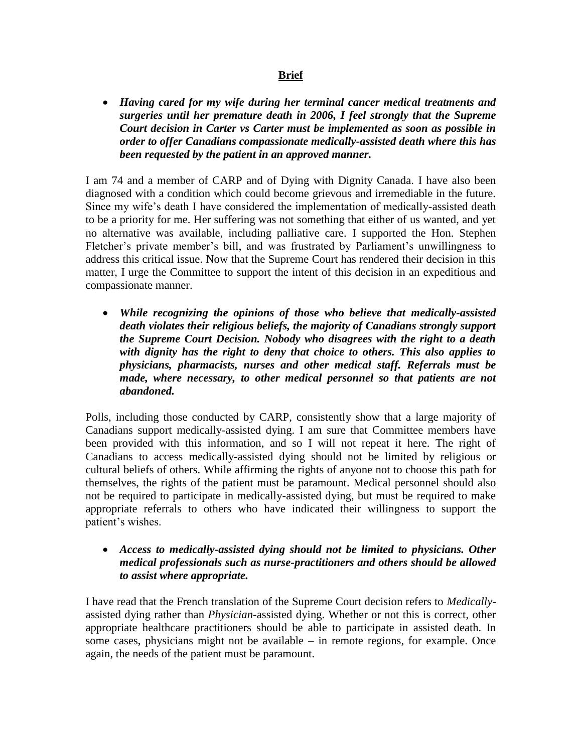## Brief

- ***Having cared for my wife during her terminal cancer medical treatments and surgeries until her premature death in 2006, I feel strongly that the Supreme Court decision in Carter vs Carter must be implemented as soon as possible in order to offer Canadians compassionate medically-assisted death where this has been requested by the patient in an approved manner.***

I am 74 and a member of CARP and of Dying with Dignity Canada. I have also been diagnosed with a condition which could become grievous and irremediable in the future. Since my wife's death I have considered the implementation of medically-assisted death to be a priority for me. Her suffering was not something that either of us wanted, and yet no alternative was available, including palliative care. I supported the Hon. Stephen Fletcher's private member's bill, and was frustrated by Parliament's unwillingness to address this critical issue. Now that the Supreme Court has rendered their decision in this matter, I urge the Committee to support the intent of this decision in an expeditious and compassionate manner.

- ***While recognizing the opinions of those who believe that medically-assisted death violates their religious beliefs, the majority of Canadians strongly support the Supreme Court Decision. Nobody who disagrees with the right to a death with dignity has the right to deny that choice to others. This also applies to physicians, pharmacists, nurses and other medical staff. Referrals must be made, where necessary, to other medical personnel so that patients are not abandoned.***

Polls, including those conducted by CARP, consistently show that a large majority of Canadians support medically-assisted dying. I am sure that Committee members have been provided with this information, and so I will not repeat it here. The right of Canadians to access medically-assisted dying should not be limited by religious or cultural beliefs of others. While affirming the rights of anyone not to choose this path for themselves, the rights of the patient must be paramount. Medical personnel should also not be required to participate in medically-assisted dying, but must be required to make appropriate referrals to others who have indicated their willingness to support the patient's wishes.

- ***Access to medically-assisted dying should not be limited to physicians. Other medical professionals such as nurse-practitioners and others should be allowed to assist where appropriate.***

I have read that the French translation of the Supreme Court decision refers to *Medically*-assisted dying rather than *Physician*-assisted dying. Whether or not this is correct, other appropriate healthcare practitioners should be able to participate in assisted death. In some cases, physicians might not be available – in remote regions, for example. Once again, the needs of the patient must be paramount.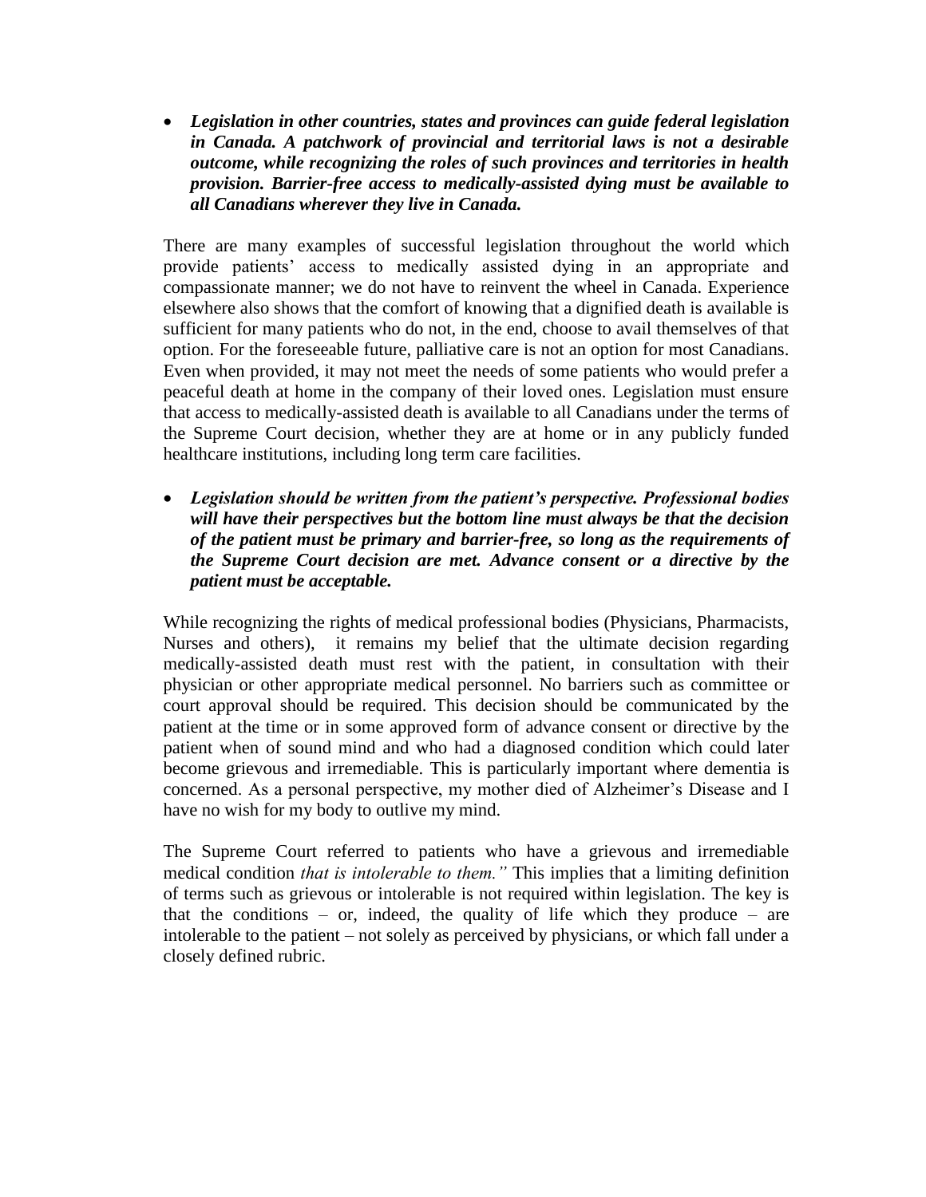- ***Legislation in other countries, states and provinces can guide federal legislation in Canada. A patchwork of provincial and territorial laws is not a desirable outcome, while recognizing the roles of such provinces and territories in health provision. Barrier-free access to medically-assisted dying must be available to all Canadians wherever they live in Canada.***

There are many examples of successful legislation throughout the world which provide patients' access to medically assisted dying in an appropriate and compassionate manner; we do not have to reinvent the wheel in Canada. Experience elsewhere also shows that the comfort of knowing that a dignified death is available is sufficient for many patients who do not, in the end, choose to avail themselves of that option. For the foreseeable future, palliative care is not an option for most Canadians. Even when provided, it may not meet the needs of some patients who would prefer a peaceful death at home in the company of their loved ones. Legislation must ensure that access to medically-assisted death is available to all Canadians under the terms of the Supreme Court decision, whether they are at home or in any publicly funded healthcare institutions, including long term care facilities.

- ***Legislation should be written from the patient's perspective. Professional bodies will have their perspectives but the bottom line must always be that the decision of the patient must be primary and barrier-free, so long as the requirements of the Supreme Court decision are met. Advance consent or a directive by the patient must be acceptable.***

While recognizing the rights of medical professional bodies (Physicians, Pharmacists, Nurses and others), it remains my belief that the ultimate decision regarding medically-assisted death must rest with the patient, in consultation with their physician or other appropriate medical personnel. No barriers such as committee or court approval should be required. This decision should be communicated by the patient at the time or in some approved form of advance consent or directive by the patient when of sound mind and who had a diagnosed condition which could later become grievous and irremediable. This is particularly important where dementia is concerned. As a personal perspective, my mother died of Alzheimer's Disease and I have no wish for my body to outlive my mind.

The Supreme Court referred to patients who have a grievous and irremediable medical condition *that is intolerable to them."* This implies that a limiting definition of terms such as grievous or intolerable is not required within legislation. The key is that the conditions – or, indeed, the quality of life which they produce – are intolerable to the patient – not solely as perceived by physicians, or which fall under a closely defined rubric.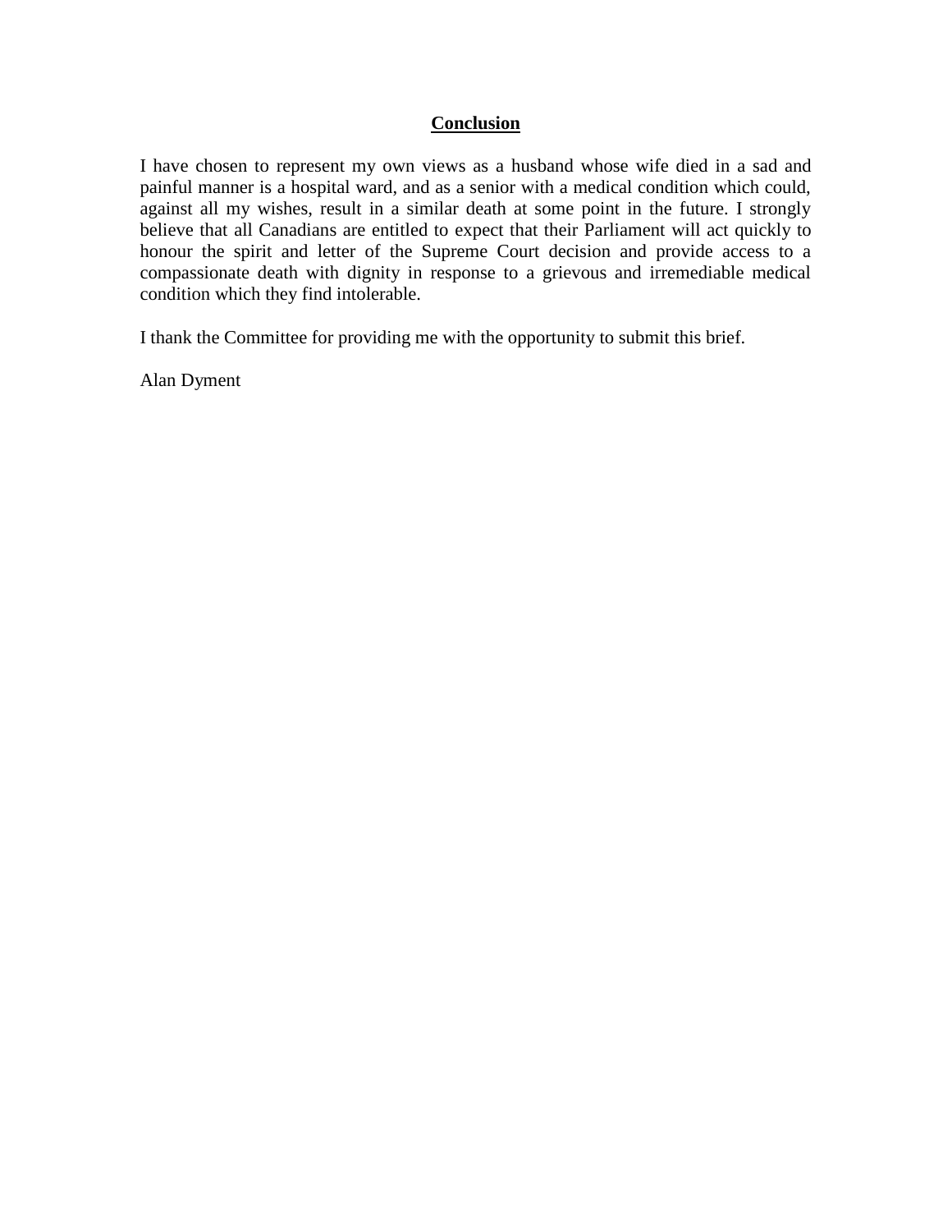## Conclusion

I have chosen to represent my own views as a husband whose wife died in a sad and painful manner is a hospital ward, and as a senior with a medical condition which could, against all my wishes, result in a similar death at some point in the future. I strongly believe that all Canadians are entitled to expect that their Parliament will act quickly to honour the spirit and letter of the Supreme Court decision and provide access to a compassionate death with dignity in response to a grievous and irremediable medical condition which they find intolerable.

I thank the Committee for providing me with the opportunity to submit this brief.

Alan Dyment